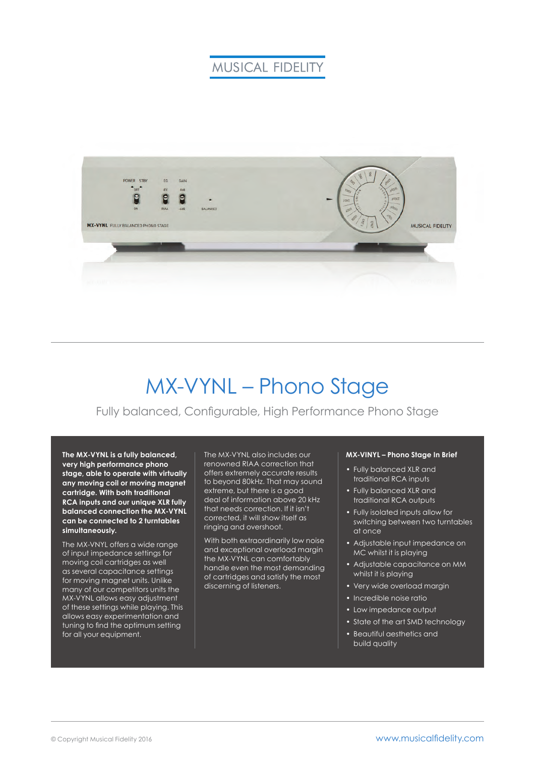MUSICAL FIDELITY

# MX-VYNL – Phono Stage

Fully balanced, Configurable, High Performance Phono Stage

**The MX-VYNL is a fully balanced, very high performance phono stage, able to operate with virtually any moving coil or moving magnet cartridge. With both traditional RCA inputs and our unique XLR fully balanced connection the MX-VYNL can be connected to 2 turntables simultaneously.**

The MX-VYNL offers a wide range of input impedance settings for moving coil cartridges as well as several capacitance settings for moving magnet units. Unlike many of our competitors units the MX-VYNL allows easy adjustment of these settings while playing. This allows easy experimentation and tuning to find the optimum setting for all your equipment.

The MX-VYNL also includes our renowned RIAA correction that offers extremely accurate results to beyond 80kHz. That may sound extreme, but there is a good deal of information above 20 kHz that needs correction. If it isn't corrected, it will show itself as ringing and overshoot.

With both extraordinarily low noise and exceptional overload margin the MX-VYNL can comfortably handle even the most demanding of cartridges and satisfy the most discerning of listeners.

**MX-VINYL – Phono Stage In Brief**

- Fully balanced XLR and traditional RCA inputs
- Fully balanced XLR and traditional RCA outputs
- Fully isolated inputs allow for switching between two turntables at once
- Adjustable input impedance on MC whilst it is playing
- Adjustable capacitance on MM whilst it is playing
- Very wide overload margin
- Incredible noise ratio
- Low impedance output
- State of the art SMD technology
- Beautiful aesthetics and build quality

© Copyright Musical Fidelity 2016

www.musicalfidelity.com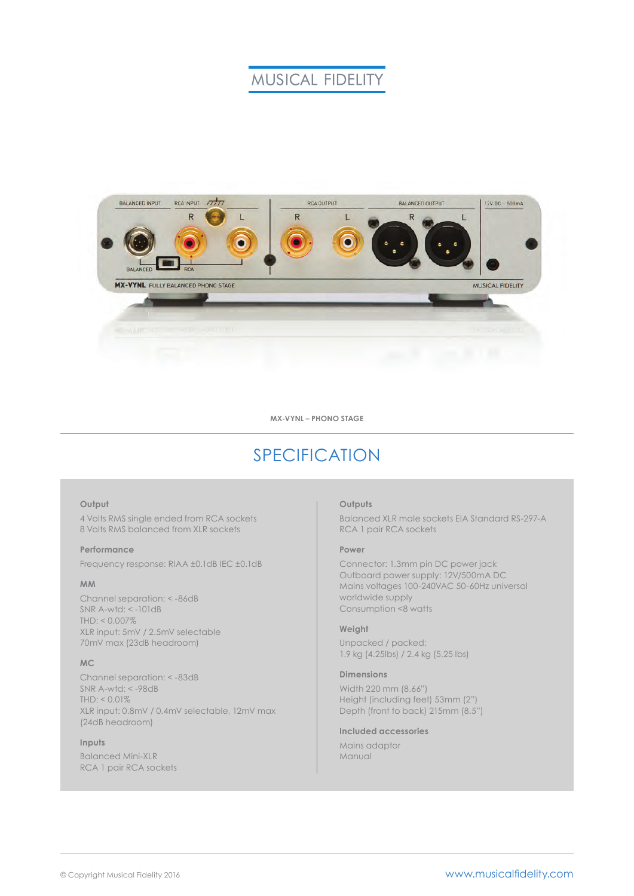MUSICAL FIDELITY

MX-VYNL – PHONO STAGE

# SPECIFICATION

### Output

4 Volts RMS single ended from RCA sockets
8 Volts RMS balanced from XLR sockets

### Performance

Frequency response: RIAA ±0.1dB IEC ±0.1dB

### MM

Channel separation: < -86dB
SNR A-wtd: < -101dB
THD: < 0.007%
XLR input: 5mV / 2.5mV selectable
70mV max (23dB headroom)

### MC

Channel separation: < -83dB
SNR A-wtd: < -98dB
THD: < 0.01%
XLR input: 0.8mV / 0.4mV selectable, 12mV max
(24dB headroom)

### Inputs

Balanced Mini-XLR
RCA 1 pair RCA sockets

### Outputs

Balanced XLR male sockets EIA Standard RS-297-A
RCA 1 pair RCA sockets

### Power

Connector: 1.3mm pin DC power jack
Outboard power supply: 12V/500mA DC
Mains voltages 100-240VAC 50-60Hz universal worldwide supply
Consumption <8 watts

### Weight

Unpacked / packed:
1.9 kg (4.25lbs) / 2.4 kg (5.25 lbs)

### Dimensions

Width 220 mm (8.66")
Height (including feet) 53mm (2")
Depth (front to back) 215mm (8.5")

### Included accessories

Mains adaptor
Manual

© Copyright Musical Fidelity 2016

www.musicalfidelity.com